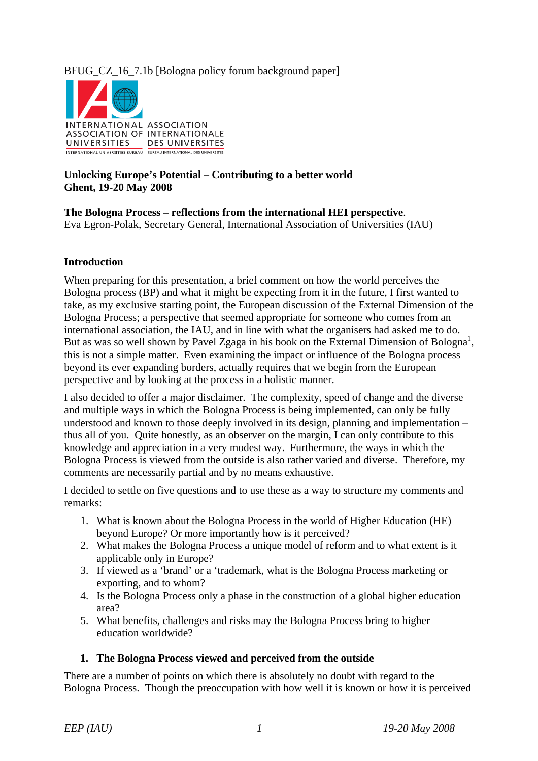BFUG_CZ_16_7.1b [Bologna policy forum background paper]

INTERNATIONAL ASSOCIATION OF UNIVERSITIES
ASSOCIATION INTERNATIONALE DES UNIVERSITES
INTERNATIONAL UNIVERSITIES BUREAU
BUREAU INTERNATIONAL DES UNIVERSITES

**Unlocking Europe's Potential – Contributing to a better world**
**Ghent, 19-20 May 2008**

**The Bologna Process – reflections from the international HEI perspective**.
Eva Egron-Polak, Secretary General, International Association of Universities (IAU)

## Introduction

When preparing for this presentation, a brief comment on how the world perceives the Bologna process (BP) and what it might be expecting from it in the future, I first wanted to take, as my exclusive starting point, the European discussion of the External Dimension of the Bologna Process; a perspective that seemed appropriate for someone who comes from an international association, the IAU, and in line with what the organisers had asked me to do. But as was so well shown by Pavel Zgaga in his book on the External Dimension of Bologna[1], this is not a simple matter. Even examining the impact or influence of the Bologna process beyond its ever expanding borders, actually requires that we begin from the European perspective and by looking at the process in a holistic manner.

I also decided to offer a major disclaimer. The complexity, speed of change and the diverse and multiple ways in which the Bologna Process is being implemented, can only be fully understood and known to those deeply involved in its design, planning and implementation – thus all of you. Quite honestly, as an observer on the margin, I can only contribute to this knowledge and appreciation in a very modest way. Furthermore, the ways in which the Bologna Process is viewed from the outside is also rather varied and diverse. Therefore, my comments are necessarily partial and by no means exhaustive.

I decided to settle on five questions and to use these as a way to structure my comments and remarks:

1. What is known about the Bologna Process in the world of Higher Education (HE) beyond Europe? Or more importantly how is it perceived?
2. What makes the Bologna Process a unique model of reform and to what extent is it applicable only in Europe?
3. If viewed as a 'brand' or a 'trademark, what is the Bologna Process marketing or exporting, and to whom?
4. Is the Bologna Process only a phase in the construction of a global higher education area?
5. What benefits, challenges and risks may the Bologna Process bring to higher education worldwide?

### 1. The Bologna Process viewed and perceived from the outside

There are a number of points on which there is absolutely no doubt with regard to the Bologna Process. Though the preoccupation with how well it is known or how it is perceived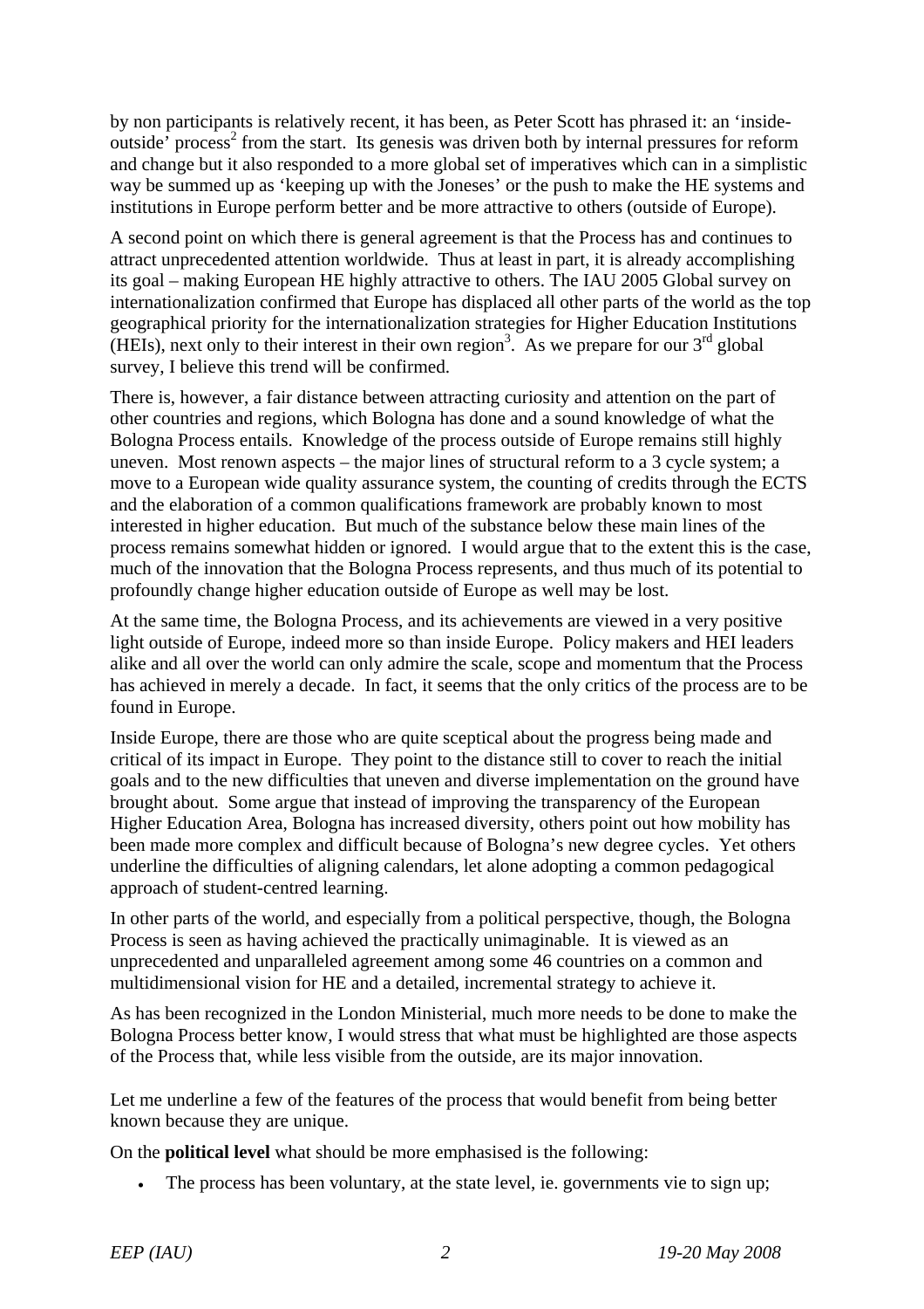by non participants is relatively recent, it has been, as Peter Scott has phrased it: an 'inside-outside' process[2] from the start. Its genesis was driven both by internal pressures for reform and change but it also responded to a more global set of imperatives which can in a simplistic way be summed up as 'keeping up with the Joneses' or the push to make the HE systems and institutions in Europe perform better and be more attractive to others (outside of Europe).

A second point on which there is general agreement is that the Process has and continues to attract unprecedented attention worldwide. Thus at least in part, it is already accomplishing its goal – making European HE highly attractive to others. The IAU 2005 Global survey on internationalization confirmed that Europe has displaced all other parts of the world as the top geographical priority for the internationalization strategies for Higher Education Institutions (HEIs), next only to their interest in their own region[3]. As we prepare for our 3rd global survey, I believe this trend will be confirmed.

There is, however, a fair distance between attracting curiosity and attention on the part of other countries and regions, which Bologna has done and a sound knowledge of what the Bologna Process entails. Knowledge of the process outside of Europe remains still highly uneven. Most renown aspects – the major lines of structural reform to a 3 cycle system; a move to a European wide quality assurance system, the counting of credits through the ECTS and the elaboration of a common qualifications framework are probably known to most interested in higher education. But much of the substance below these main lines of the process remains somewhat hidden or ignored. I would argue that to the extent this is the case, much of the innovation that the Bologna Process represents, and thus much of its potential to profoundly change higher education outside of Europe as well may be lost.

At the same time, the Bologna Process, and its achievements are viewed in a very positive light outside of Europe, indeed more so than inside Europe. Policy makers and HEI leaders alike and all over the world can only admire the scale, scope and momentum that the Process has achieved in merely a decade. In fact, it seems that the only critics of the process are to be found in Europe.

Inside Europe, there are those who are quite sceptical about the progress being made and critical of its impact in Europe. They point to the distance still to cover to reach the initial goals and to the new difficulties that uneven and diverse implementation on the ground have brought about. Some argue that instead of improving the transparency of the European Higher Education Area, Bologna has increased diversity, others point out how mobility has been made more complex and difficult because of Bologna's new degree cycles. Yet others underline the difficulties of aligning calendars, let alone adopting a common pedagogical approach of student-centred learning.

In other parts of the world, and especially from a political perspective, though, the Bologna Process is seen as having achieved the practically unimaginable. It is viewed as an unprecedented and unparalleled agreement among some 46 countries on a common and multidimensional vision for HE and a detailed, incremental strategy to achieve it.

As has been recognized in the London Ministerial, much more needs to be done to make the Bologna Process better know, I would stress that what must be highlighted are those aspects of the Process that, while less visible from the outside, are its major innovation.

Let me underline a few of the features of the process that would benefit from being better known because they are unique.

On the **political level** what should be more emphasised is the following:

- The process has been voluntary, at the state level, ie. governments vie to sign up;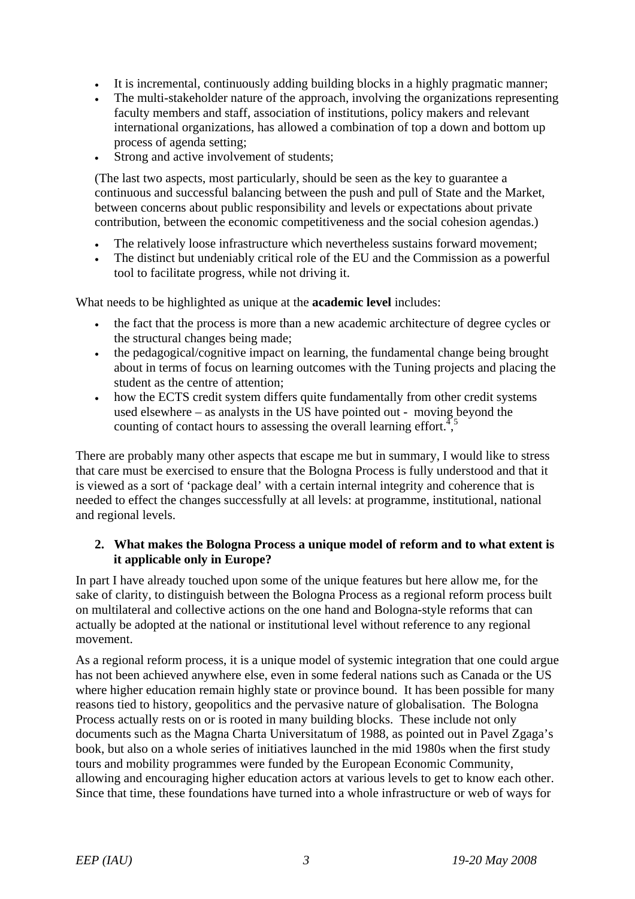- It is incremental, continuously adding building blocks in a highly pragmatic manner;
- The multi-stakeholder nature of the approach, involving the organizations representing faculty members and staff, association of institutions, policy makers and relevant international organizations, has allowed a combination of top a down and bottom up process of agenda setting;
- Strong and active involvement of students;

(The last two aspects, most particularly, should be seen as the key to guarantee a continuous and successful balancing between the push and pull of State and the Market, between concerns about public responsibility and levels or expectations about private contribution, between the economic competitiveness and the social cohesion agendas.)

- The relatively loose infrastructure which nevertheless sustains forward movement;
- The distinct but undeniably critical role of the EU and the Commission as a powerful tool to facilitate progress, while not driving it.

What needs to be highlighted as unique at the **academic level** includes:

- the fact that the process is more than a new academic architecture of degree cycles or the structural changes being made;
- the pedagogical/cognitive impact on learning, the fundamental change being brought about in terms of focus on learning outcomes with the Tuning projects and placing the student as the centre of attention;
- how the ECTS credit system differs quite fundamentally from other credit systems used elsewhere – as analysts in the US have pointed out - moving beyond the counting of contact hours to assessing the overall learning effort.[4],[5]

There are probably many other aspects that escape me but in summary, I would like to stress that care must be exercised to ensure that the Bologna Process is fully understood and that it is viewed as a sort of 'package deal' with a certain internal integrity and coherence that is needed to effect the changes successfully at all levels: at programme, institutional, national and regional levels.

## 2. What makes the Bologna Process a unique model of reform and to what extent is it applicable only in Europe?

In part I have already touched upon some of the unique features but here allow me, for the sake of clarity, to distinguish between the Bologna Process as a regional reform process built on multilateral and collective actions on the one hand and Bologna-style reforms that can actually be adopted at the national or institutional level without reference to any regional movement.

As a regional reform process, it is a unique model of systemic integration that one could argue has not been achieved anywhere else, even in some federal nations such as Canada or the US where higher education remain highly state or province bound. It has been possible for many reasons tied to history, geopolitics and the pervasive nature of globalisation. The Bologna Process actually rests on or is rooted in many building blocks. These include not only documents such as the Magna Charta Universitatum of 1988, as pointed out in Pavel Zgaga's book, but also on a whole series of initiatives launched in the mid 1980s when the first study tours and mobility programmes were funded by the European Economic Community, allowing and encouraging higher education actors at various levels to get to know each other. Since that time, these foundations have turned into a whole infrastructure or web of ways for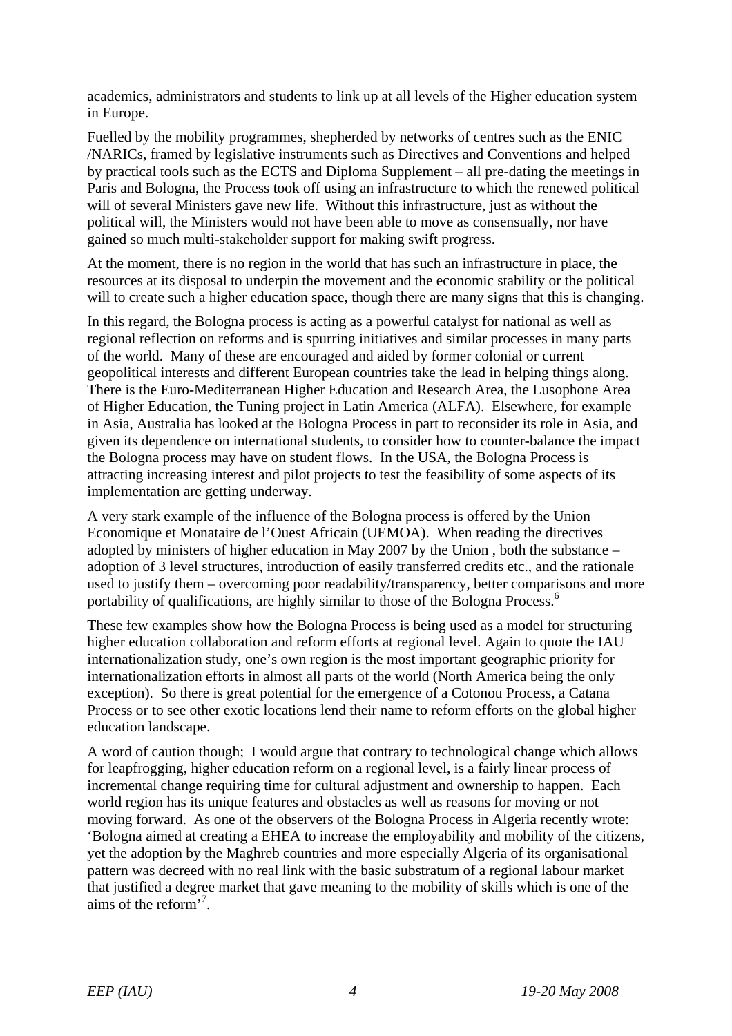academics, administrators and students to link up at all levels of the Higher education system in Europe.

Fuelled by the mobility programmes, shepherded by networks of centres such as the ENIC /NARICs, framed by legislative instruments such as Directives and Conventions and helped by practical tools such as the ECTS and Diploma Supplement – all pre-dating the meetings in Paris and Bologna, the Process took off using an infrastructure to which the renewed political will of several Ministers gave new life. Without this infrastructure, just as without the political will, the Ministers would not have been able to move as consensually, nor have gained so much multi-stakeholder support for making swift progress.

At the moment, there is no region in the world that has such an infrastructure in place, the resources at its disposal to underpin the movement and the economic stability or the political will to create such a higher education space, though there are many signs that this is changing.

In this regard, the Bologna process is acting as a powerful catalyst for national as well as regional reflection on reforms and is spurring initiatives and similar processes in many parts of the world. Many of these are encouraged and aided by former colonial or current geopolitical interests and different European countries take the lead in helping things along. There is the Euro-Mediterranean Higher Education and Research Area, the Lusophone Area of Higher Education, the Tuning project in Latin America (ALFA). Elsewhere, for example in Asia, Australia has looked at the Bologna Process in part to reconsider its role in Asia, and given its dependence on international students, to consider how to counter-balance the impact the Bologna process may have on student flows. In the USA, the Bologna Process is attracting increasing interest and pilot projects to test the feasibility of some aspects of its implementation are getting underway.

A very stark example of the influence of the Bologna process is offered by the Union Economique et Monataire de l'Ouest Africain (UEMOA). When reading the directives adopted by ministers of higher education in May 2007 by the Union , both the substance – adoption of 3 level structures, introduction of easily transferred credits etc., and the rationale used to justify them – overcoming poor readability/transparency, better comparisons and more portability of qualifications, are highly similar to those of the Bologna Process.[6]

These few examples show how the Bologna Process is being used as a model for structuring higher education collaboration and reform efforts at regional level. Again to quote the IAU internationalization study, one's own region is the most important geographic priority for internationalization efforts in almost all parts of the world (North America being the only exception). So there is great potential for the emergence of a Cotonou Process, a Catana Process or to see other exotic locations lend their name to reform efforts on the global higher education landscape.

A word of caution though; I would argue that contrary to technological change which allows for leapfrogging, higher education reform on a regional level, is a fairly linear process of incremental change requiring time for cultural adjustment and ownership to happen. Each world region has its unique features and obstacles as well as reasons for moving or not moving forward. As one of the observers of the Bologna Process in Algeria recently wrote: 'Bologna aimed at creating a EHEA to increase the employability and mobility of the citizens, yet the adoption by the Maghreb countries and more especially Algeria of its organisational pattern was decreed with no real link with the basic substratum of a regional labour market that justified a degree market that gave meaning to the mobility of skills which is one of the aims of the reform'[7].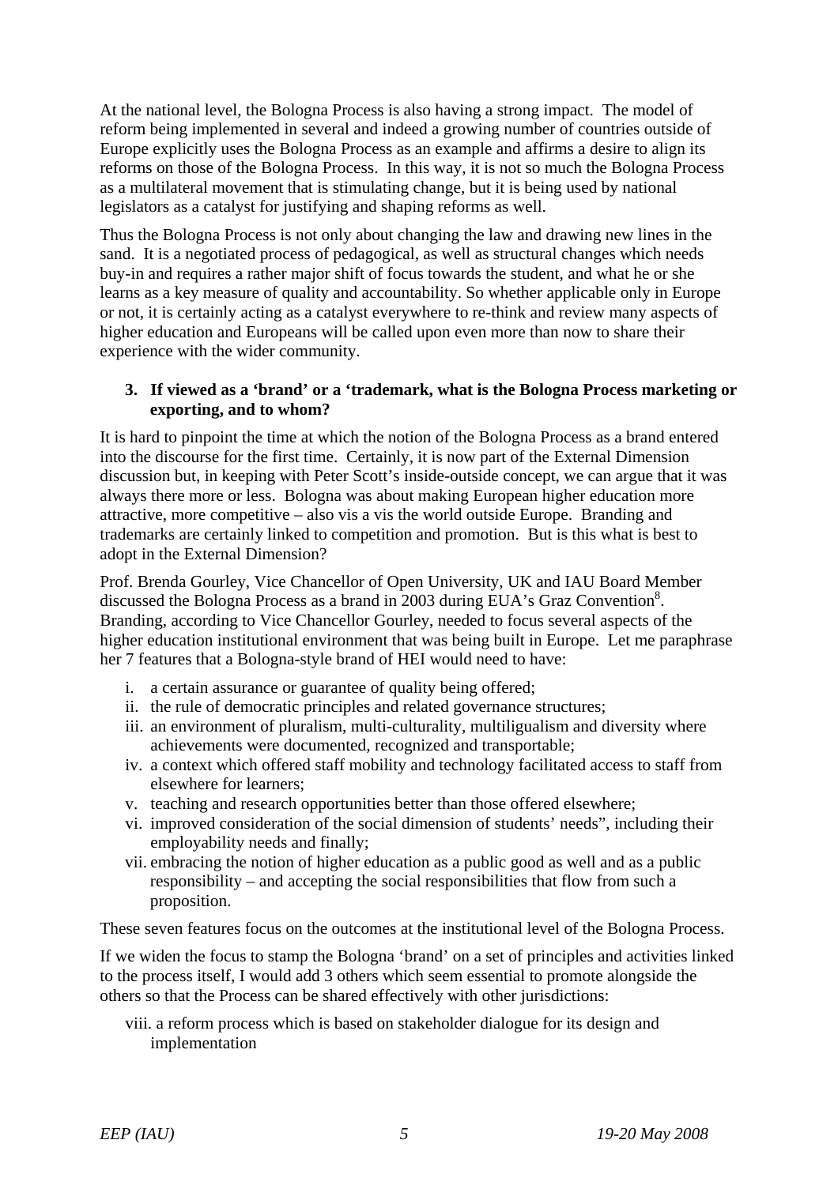At the national level, the Bologna Process is also having a strong impact. The model of reform being implemented in several and indeed a growing number of countries outside of Europe explicitly uses the Bologna Process as an example and affirms a desire to align its reforms on those of the Bologna Process. In this way, it is not so much the Bologna Process as a multilateral movement that is stimulating change, but it is being used by national legislators as a catalyst for justifying and shaping reforms as well.

Thus the Bologna Process is not only about changing the law and drawing new lines in the sand. It is a negotiated process of pedagogical, as well as structural changes which needs buy-in and requires a rather major shift of focus towards the student, and what he or she learns as a key measure of quality and accountability. So whether applicable only in Europe or not, it is certainly acting as a catalyst everywhere to re-think and review many aspects of higher education and Europeans will be called upon even more than now to share their experience with the wider community.

### 3. If viewed as a 'brand' or a 'trademark, what is the Bologna Process marketing or exporting, and to whom?

It is hard to pinpoint the time at which the notion of the Bologna Process as a brand entered into the discourse for the first time. Certainly, it is now part of the External Dimension discussion but, in keeping with Peter Scott's inside-outside concept, we can argue that it was always there more or less. Bologna was about making European higher education more attractive, more competitive – also vis a vis the world outside Europe. Branding and trademarks are certainly linked to competition and promotion. But is this what is best to adopt in the External Dimension?

Prof. Brenda Gourley, Vice Chancellor of Open University, UK and IAU Board Member discussed the Bologna Process as a brand in 2003 during EUA's Graz Convention[8]. Branding, according to Vice Chancellor Gourley, needed to focus several aspects of the higher education institutional environment that was being built in Europe. Let me paraphrase her 7 features that a Bologna-style brand of HEI would need to have:

i. a certain assurance or guarantee of quality being offered;
ii. the rule of democratic principles and related governance structures;
iii. an environment of pluralism, multi-culturality, multiligualism and diversity where achievements were documented, recognized and transportable;
iv. a context which offered staff mobility and technology facilitated access to staff from elsewhere for learners;
v. teaching and research opportunities better than those offered elsewhere;
vi. improved consideration of the social dimension of students' needs", including their employability needs and finally;
vii. embracing the notion of higher education as a public good as well and as a public responsibility – and accepting the social responsibilities that flow from such a proposition.

These seven features focus on the outcomes at the institutional level of the Bologna Process.

If we widen the focus to stamp the Bologna 'brand' on a set of principles and activities linked to the process itself, I would add 3 others which seem essential to promote alongside the others so that the Process can be shared effectively with other jurisdictions:

viii. a reform process which is based on stakeholder dialogue for its design and implementation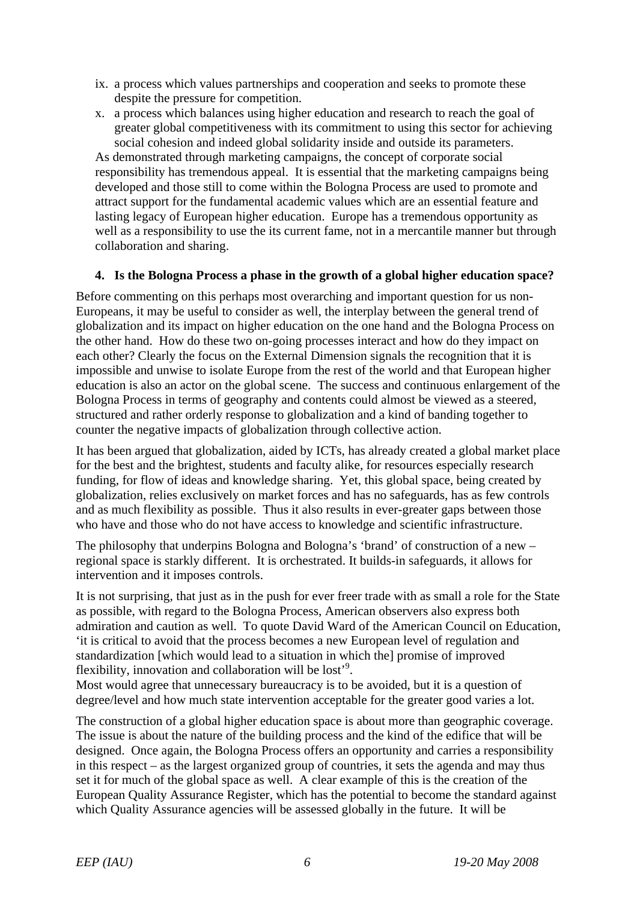ix. a process which values partnerships and cooperation and seeks to promote these despite the pressure for competition.
x. a process which balances using higher education and research to reach the goal of greater global competitiveness with its commitment to using this sector for achieving social cohesion and indeed global solidarity inside and outside its parameters.

As demonstrated through marketing campaigns, the concept of corporate social responsibility has tremendous appeal. It is essential that the marketing campaigns being developed and those still to come within the Bologna Process are used to promote and attract support for the fundamental academic values which are an essential feature and lasting legacy of European higher education. Europe has a tremendous opportunity as well as a responsibility to use the its current fame, not in a mercantile manner but through collaboration and sharing.

**4. Is the Bologna Process a phase in the growth of a global higher education space?**

Before commenting on this perhaps most overarching and important question for us non-Europeans, it may be useful to consider as well, the interplay between the general trend of globalization and its impact on higher education on the one hand and the Bologna Process on the other hand. How do these two on-going processes interact and how do they impact on each other? Clearly the focus on the External Dimension signals the recognition that it is impossible and unwise to isolate Europe from the rest of the world and that European higher education is also an actor on the global scene. The success and continuous enlargement of the Bologna Process in terms of geography and contents could almost be viewed as a steered, structured and rather orderly response to globalization and a kind of banding together to counter the negative impacts of globalization through collective action.

It has been argued that globalization, aided by ICTs, has already created a global market place for the best and the brightest, students and faculty alike, for resources especially research funding, for flow of ideas and knowledge sharing. Yet, this global space, being created by globalization, relies exclusively on market forces and has no safeguards, has as few controls and as much flexibility as possible. Thus it also results in ever-greater gaps between those who have and those who do not have access to knowledge and scientific infrastructure.

The philosophy that underpins Bologna and Bologna's 'brand' of construction of a new – regional space is starkly different. It is orchestrated. It builds-in safeguards, it allows for intervention and it imposes controls.

It is not surprising, that just as in the push for ever freer trade with as small a role for the State as possible, with regard to the Bologna Process, American observers also express both admiration and caution as well. To quote David Ward of the American Council on Education, 'it is critical to avoid that the process becomes a new European level of regulation and standardization [which would lead to a situation in which the] promise of improved flexibility, innovation and collaboration will be lost'[9].

Most would agree that unnecessary bureaucracy is to be avoided, but it is a question of degree/level and how much state intervention acceptable for the greater good varies a lot.

The construction of a global higher education space is about more than geographic coverage. The issue is about the nature of the building process and the kind of the edifice that will be designed. Once again, the Bologna Process offers an opportunity and carries a responsibility in this respect – as the largest organized group of countries, it sets the agenda and may thus set it for much of the global space as well. A clear example of this is the creation of the European Quality Assurance Register, which has the potential to become the standard against which Quality Assurance agencies will be assessed globally in the future. It will be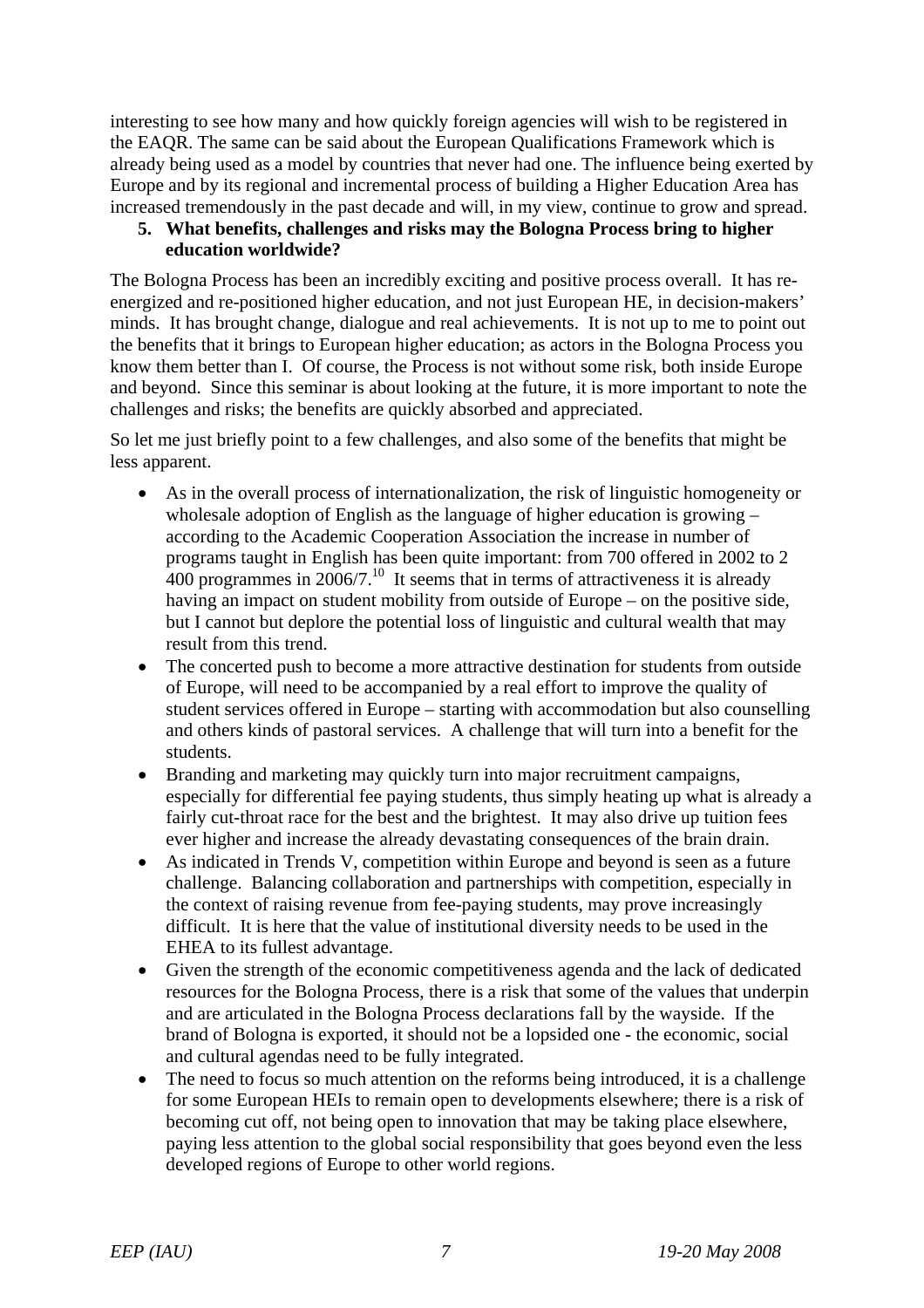interesting to see how many and how quickly foreign agencies will wish to be registered in the EAQR. The same can be said about the European Qualifications Framework which is already being used as a model by countries that never had one. The influence being exerted by Europe and by its regional and incremental process of building a Higher Education Area has increased tremendously in the past decade and will, in my view, continue to grow and spread.

5. **What benefits, challenges and risks may the Bologna Process bring to higher education worldwide?**

The Bologna Process has been an incredibly exciting and positive process overall. It has re-energized and re-positioned higher education, and not just European HE, in decision-makers' minds. It has brought change, dialogue and real achievements. It is not up to me to point out the benefits that it brings to European higher education; as actors in the Bologna Process you know them better than I. Of course, the Process is not without some risk, both inside Europe and beyond. Since this seminar is about looking at the future, it is more important to note the challenges and risks; the benefits are quickly absorbed and appreciated.

So let me just briefly point to a few challenges, and also some of the benefits that might be less apparent.

- As in the overall process of internationalization, the risk of linguistic homogeneity or wholesale adoption of English as the language of higher education is growing – according to the Academic Cooperation Association the increase in number of programs taught in English has been quite important: from 700 offered in 2002 to 2 400 programmes in 2006/7.[10] It seems that in terms of attractiveness it is already having an impact on student mobility from outside of Europe – on the positive side, but I cannot but deplore the potential loss of linguistic and cultural wealth that may result from this trend.
- The concerted push to become a more attractive destination for students from outside of Europe, will need to be accompanied by a real effort to improve the quality of student services offered in Europe – starting with accommodation but also counselling and others kinds of pastoral services. A challenge that will turn into a benefit for the students.
- Branding and marketing may quickly turn into major recruitment campaigns, especially for differential fee paying students, thus simply heating up what is already a fairly cut-throat race for the best and the brightest. It may also drive up tuition fees ever higher and increase the already devastating consequences of the brain drain.
- As indicated in Trends V, competition within Europe and beyond is seen as a future challenge. Balancing collaboration and partnerships with competition, especially in the context of raising revenue from fee-paying students, may prove increasingly difficult. It is here that the value of institutional diversity needs to be used in the EHEA to its fullest advantage.
- Given the strength of the economic competitiveness agenda and the lack of dedicated resources for the Bologna Process, there is a risk that some of the values that underpin and are articulated in the Bologna Process declarations fall by the wayside. If the brand of Bologna is exported, it should not be a lopsided one - the economic, social and cultural agendas need to be fully integrated.
- The need to focus so much attention on the reforms being introduced, it is a challenge for some European HEIs to remain open to developments elsewhere; there is a risk of becoming cut off, not being open to innovation that may be taking place elsewhere, paying less attention to the global social responsibility that goes beyond even the less developed regions of Europe to other world regions.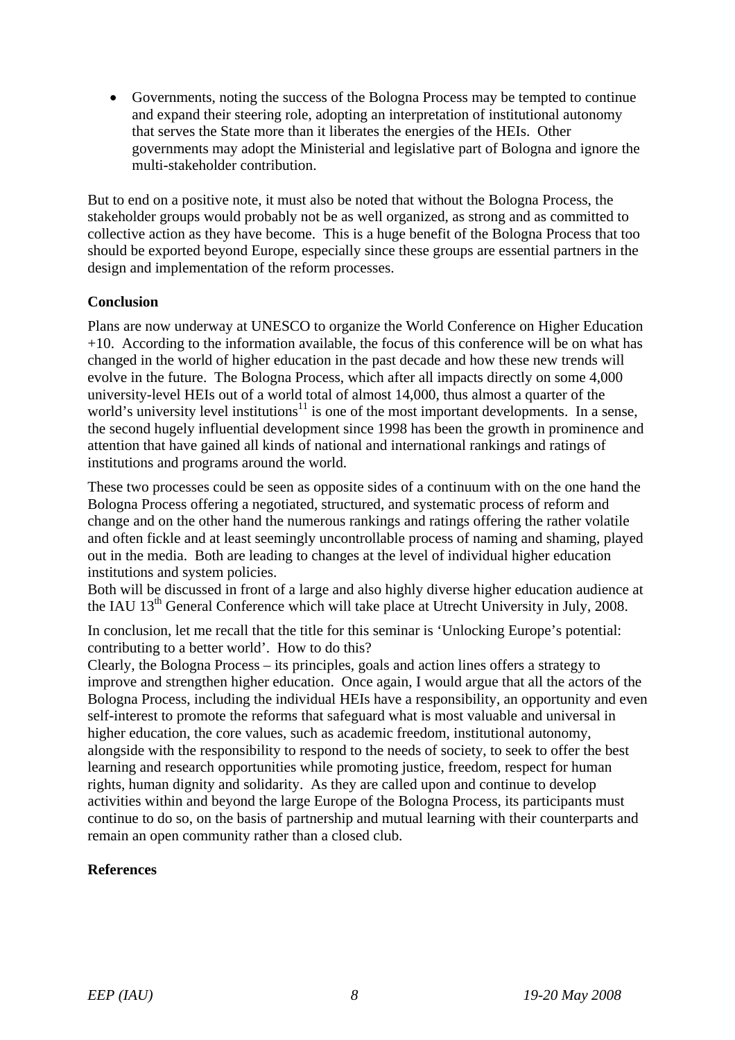- Governments, noting the success of the Bologna Process may be tempted to continue and expand their steering role, adopting an interpretation of institutional autonomy that serves the State more than it liberates the energies of the HEIs. Other governments may adopt the Ministerial and legislative part of Bologna and ignore the multi-stakeholder contribution.

But to end on a positive note, it must also be noted that without the Bologna Process, the stakeholder groups would probably not be as well organized, as strong and as committed to collective action as they have become. This is a huge benefit of the Bologna Process that too should be exported beyond Europe, especially since these groups are essential partners in the design and implementation of the reform processes.

**Conclusion**

Plans are now underway at UNESCO to organize the World Conference on Higher Education +10. According to the information available, the focus of this conference will be on what has changed in the world of higher education in the past decade and how these new trends will evolve in the future. The Bologna Process, which after all impacts directly on some 4,000 university-level HEIs out of a world total of almost 14,000, thus almost a quarter of the world's university level institutions[11] is one of the most important developments. In a sense, the second hugely influential development since 1998 has been the growth in prominence and attention that have gained all kinds of national and international rankings and ratings of institutions and programs around the world.

These two processes could be seen as opposite sides of a continuum with on the one hand the Bologna Process offering a negotiated, structured, and systematic process of reform and change and on the other hand the numerous rankings and ratings offering the rather volatile and often fickle and at least seemingly uncontrollable process of naming and shaming, played out in the media. Both are leading to changes at the level of individual higher education institutions and system policies.

Both will be discussed in front of a large and also highly diverse higher education audience at the IAU 13th General Conference which will take place at Utrecht University in July, 2008.

In conclusion, let me recall that the title for this seminar is 'Unlocking Europe's potential: contributing to a better world'. How to do this?

Clearly, the Bologna Process – its principles, goals and action lines offers a strategy to improve and strengthen higher education. Once again, I would argue that all the actors of the Bologna Process, including the individual HEIs have a responsibility, an opportunity and even self-interest to promote the reforms that safeguard what is most valuable and universal in higher education, the core values, such as academic freedom, institutional autonomy, alongside with the responsibility to respond to the needs of society, to seek to offer the best learning and research opportunities while promoting justice, freedom, respect for human rights, human dignity and solidarity. As they are called upon and continue to develop activities within and beyond the large Europe of the Bologna Process, its participants must continue to do so, on the basis of partnership and mutual learning with their counterparts and remain an open community rather than a closed club.

**References**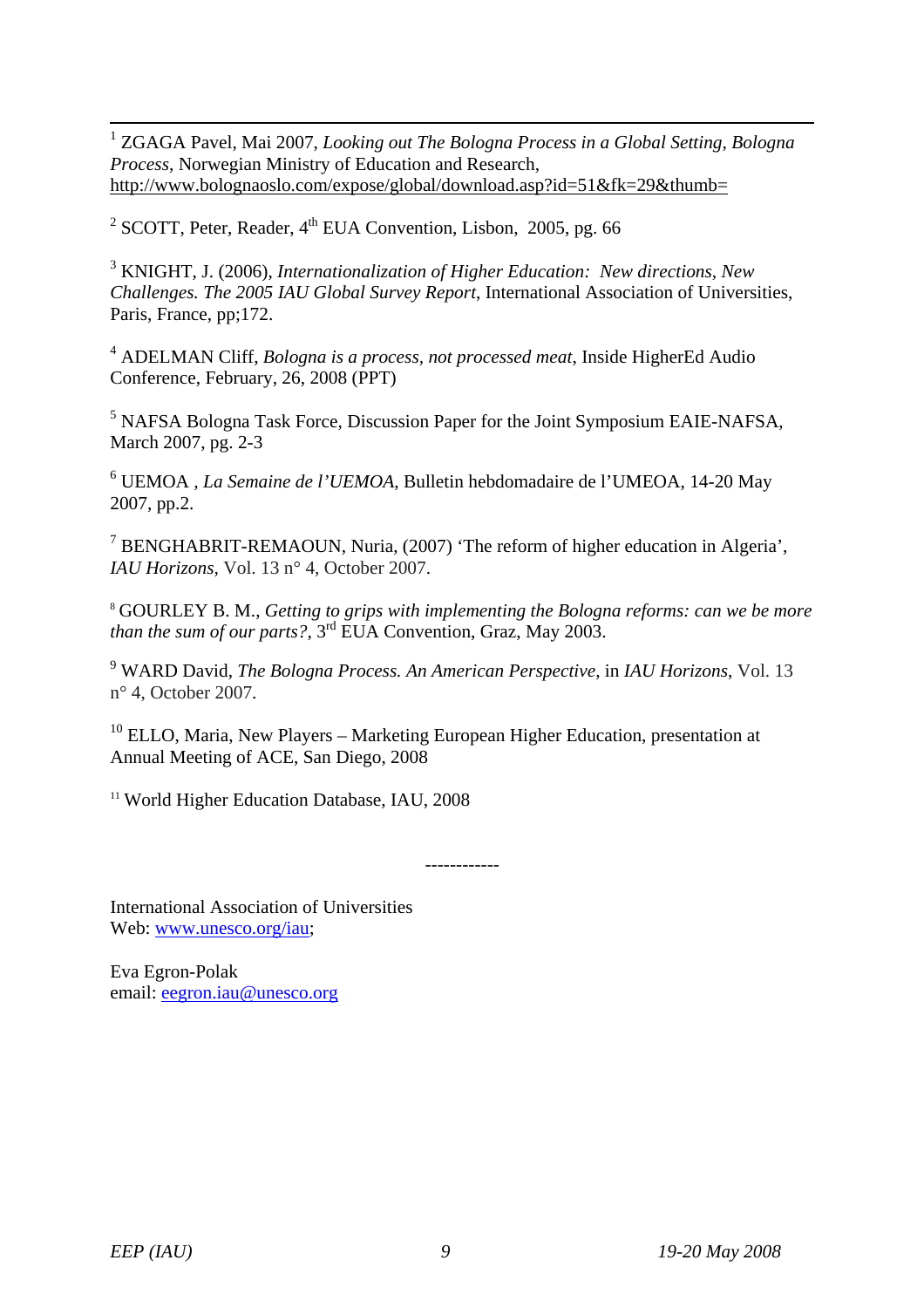[1] ZGAGA Pavel, Mai 2007, *Looking out The Bologna Process in a Global Setting, Bologna Process*, Norwegian Ministry of Education and Research, http://www.bolognaoslo.com/expose/global/download.asp?id=51&fk=29&thumb=

[2] SCOTT, Peter, Reader, 4th EUA Convention, Lisbon, 2005, pg. 66

[3] KNIGHT, J. (2006), *Internationalization of Higher Education: New directions, New Challenges. The 2005 IAU Global Survey Report*, International Association of Universities, Paris, France, pp;172.

[4] ADELMAN Cliff, *Bologna is a process, not processed meat*, Inside HigherEd Audio Conference, February, 26, 2008 (PPT)

[5] NAFSA Bologna Task Force, Discussion Paper for the Joint Symposium EAIE-NAFSA, March 2007, pg. 2-3

[6] UEMOA , *La Semaine de l'UEMOA*, Bulletin hebdomadaire de l'UMEOA, 14-20 May 2007, pp.2.

[7] BENGHABRIT-REMAOUN, Nuria, (2007) 'The reform of higher education in Algeria', *IAU Horizons*, Vol. 13 n° 4, October 2007.

[8] GOURLEY B. M., *Getting to grips with implementing the Bologna reforms: can we be more than the sum of our parts?*, 3rd EUA Convention, Graz, May 2003.

[9] WARD David, *The Bologna Process. An American Perspective*, in *IAU Horizons*, Vol. 13 n° 4, October 2007.

[10] ELLO, Maria, New Players – Marketing European Higher Education, presentation at Annual Meeting of ACE, San Diego, 2008

[11] World Higher Education Database, IAU, 2008

------------

International Association of Universities
Web: www.unesco.org/iau;

Eva Egron-Polak
email: eegron.iau@unesco.org